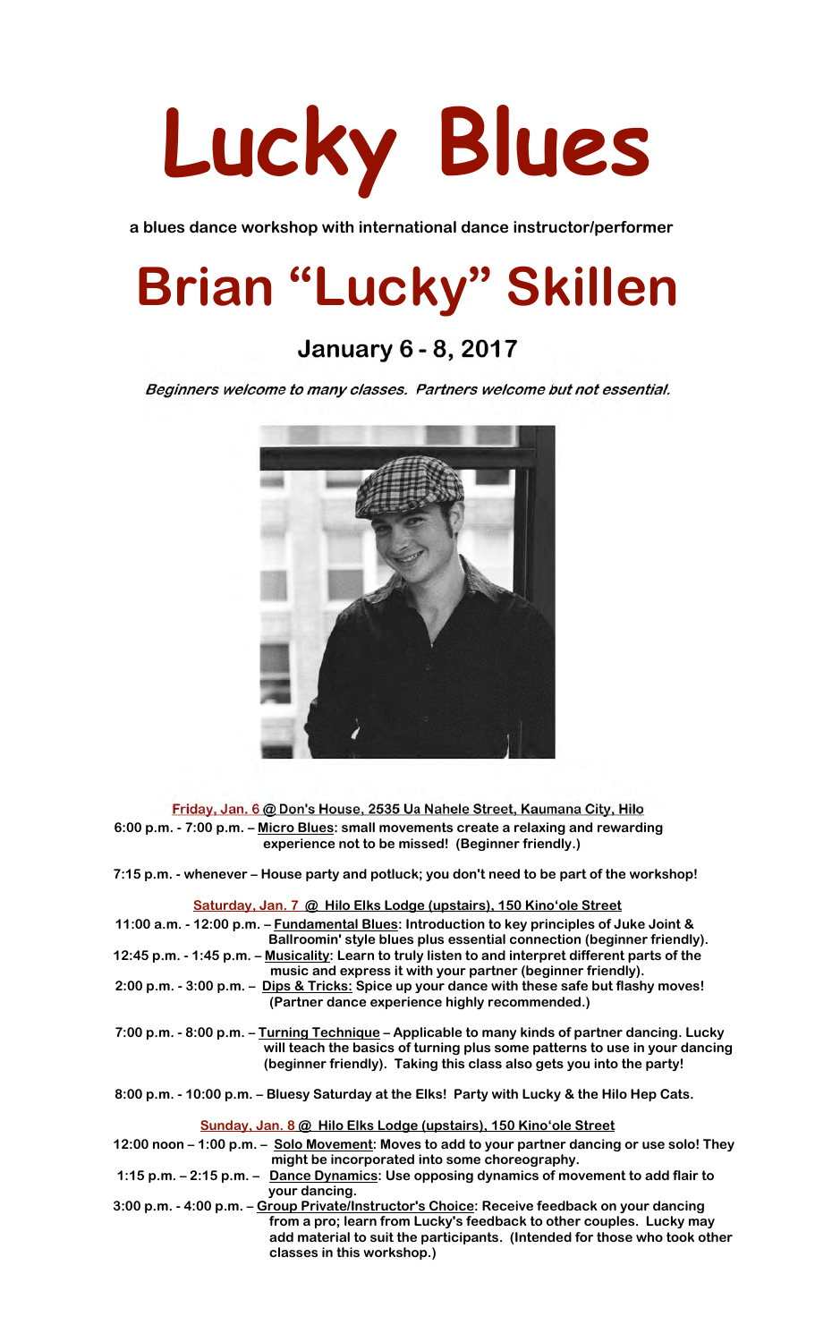# Lucky Blues

**a blues dance workshop with international dance instructor/performer**

# Brian "Lucky" Skillen

## January 6 - 8, 2017

***Beginners welcome to many classes. Partners welcome but not essential.***

**Friday, Jan. 6 @ Don's House, 2535 Ua Nahele Street, Kaumana City, Hilo**

**6:00 p.m. - 7:00 p.m. – Micro Blues: small movements create a relaxing and rewarding experience not to be missed! (Beginner friendly.)**

**7:15 p.m. - whenever – House party and potluck; you don't need to be part of the workshop!**

**Saturday, Jan. 7 @ Hilo Elks Lodge (upstairs), 150 Kino'ole Street**

**11:00 a.m. - 12:00 p.m. – Fundamental Blues: Introduction to key principles of Juke Joint & Ballroomin' style blues plus essential connection (beginner friendly).**

**12:45 p.m. - 1:45 p.m. – Musicality: Learn to truly listen to and interpret different parts of the music and express it with your partner (beginner friendly).**

**2:00 p.m. - 3:00 p.m. – Dips & Tricks: Spice up your dance with these safe but flashy moves! (Partner dance experience highly recommended.)**

**7:00 p.m. - 8:00 p.m. – Turning Technique – Applicable to many kinds of partner dancing. Lucky will teach the basics of turning plus some patterns to use in your dancing (beginner friendly). Taking this class also gets you into the party!**

**8:00 p.m. - 10:00 p.m. – Bluesy Saturday at the Elks! Party with Lucky & the Hilo Hep Cats.**

**Sunday, Jan. 8 @ Hilo Elks Lodge (upstairs), 150 Kino'ole Street**

**12:00 noon – 1:00 p.m. – Solo Movement: Moves to add to your partner dancing or use solo! They might be incorporated into some choreography.**

**1:15 p.m. – 2:15 p.m. – Dance Dynamics: Use opposing dynamics of movement to add flair to your dancing.**

**3:00 p.m. - 4:00 p.m. – Group Private/Instructor's Choice: Receive feedback on your dancing from a pro; learn from Lucky's feedback to other couples. Lucky may add material to suit the participants. (Intended for those who took other classes in this workshop.)**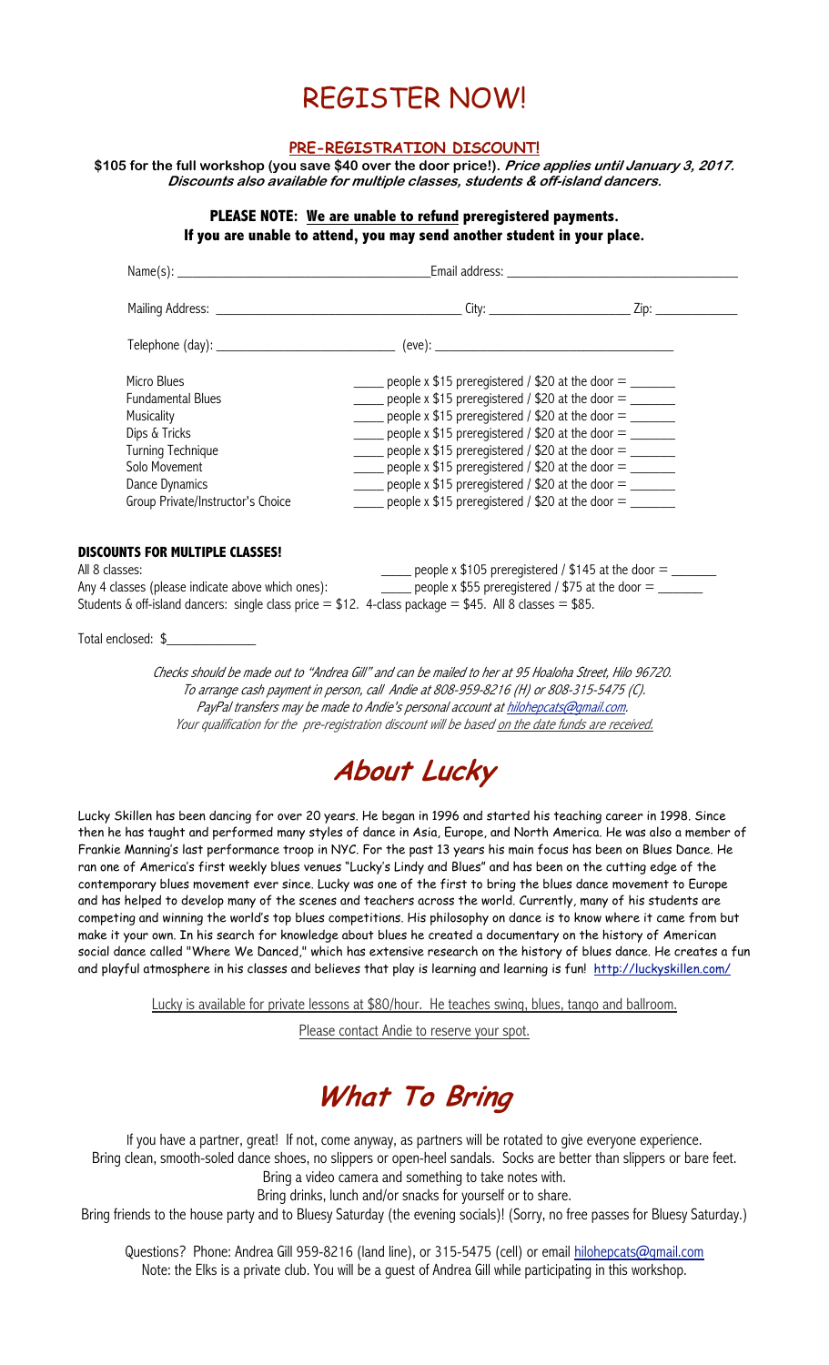# REGISTER NOW!

**PRE-REGISTRATION DISCOUNT!**

**$105 for the full workshop (you save $40 over the door price!).** ***Price applies until January 3, 2017. Discounts also available for multiple classes, students & off-island dancers.***

**PLEASE NOTE: We are unable to refund preregistered payments.**
**If you are unable to attend, you may send another student in your place.**

Name(s): ______________________________ Email address: ______________________________

Mailing Address: ______________________________ City: ________________ Zip: __________

Telephone (day): ____________________ (eve): ______________________________

| | |
|---|---|
| Micro Blues | _____ people x $15 preregistered / $20 at the door = _______ |
| Fundamental Blues | _____ people x $15 preregistered / $20 at the door = _______ |
| Musicality | _____ people x $15 preregistered / $20 at the door = _______ |
| Dips & Tricks | _____ people x $15 preregistered / $20 at the door = _______ |
| Turning Technique | _____ people x $15 preregistered / $20 at the door = _______ |
| Solo Movement | _____ people x $15 preregistered / $20 at the door = _______ |
| Dance Dynamics | _____ people x $15 preregistered / $20 at the door = _______ |
| Group Private/Instructor's Choice | _____ people x $15 preregistered / $20 at the door = _______ |

**DISCOUNTS FOR MULTIPLE CLASSES!**

| | |
|---|---|
| All 8 classes: | _____ people x $105 preregistered / $145 at the door = _______ |
| Any 4 classes (please indicate above which ones): | _____ people x $55 preregistered / $75 at the door = _______ |

Students & off-island dancers: single class price = $12. 4-class package = $45. All 8 classes = $85.

Total enclosed: $____________

*Checks should be made out to "Andrea Gill" and can be mailed to her at 95 Hoaloha Street, Hilo 96720.*
*To arrange cash payment in person, call Andie at 808-959-8216 (H) or 808-315-5475 (C).*
*PayPal transfers may be made to Andie's personal account at hilohepcats@gmail.com.*
*Your qualification for the pre-registration discount will be based on the date funds are received.*

# About Lucky

Lucky Skillen has been dancing for over 20 years. He began in 1996 and started his teaching career in 1998. Since then he has taught and performed many styles of dance in Asia, Europe, and North America. He was also a member of Frankie Manning's last performance troop in NYC. For the past 13 years his main focus has been on Blues Dance. He ran one of America's first weekly blues venues "Lucky's Lindy and Blues" and has been on the cutting edge of the contemporary blues movement ever since. Lucky was one of the first to bring the blues dance movement to Europe and has helped to develop many of the scenes and teachers across the world. Currently, many of his students are competing and winning the world's top blues competitions. His philosophy on dance is to know where it came from but make it your own. In his search for knowledge about blues he created a documentary on the history of American social dance called "Where We Danced," which has extensive research on the history of blues dance. He creates a fun and playful atmosphere in his classes and believes that play is learning and learning is fun! http://luckyskillen.com/

Lucky is available for private lessons at $80/hour. He teaches swing, blues, tango and ballroom.

Please contact Andie to reserve your spot.

# What To Bring

If you have a partner, great! If not, come anyway, as partners will be rotated to give everyone experience.
Bring clean, smooth-soled dance shoes, no slippers or open-heel sandals. Socks are better than slippers or bare feet.
Bring a video camera and something to take notes with.
Bring drinks, lunch and/or snacks for yourself or to share.
Bring friends to the house party and to Bluesy Saturday (the evening socials)! (Sorry, no free passes for Bluesy Saturday.)

Questions? Phone: Andrea Gill 959-8216 (land line), or 315-5475 (cell) or email hilohepcats@gmail.com
Note: the Elks is a private club. You will be a guest of Andrea Gill while participating in this workshop.